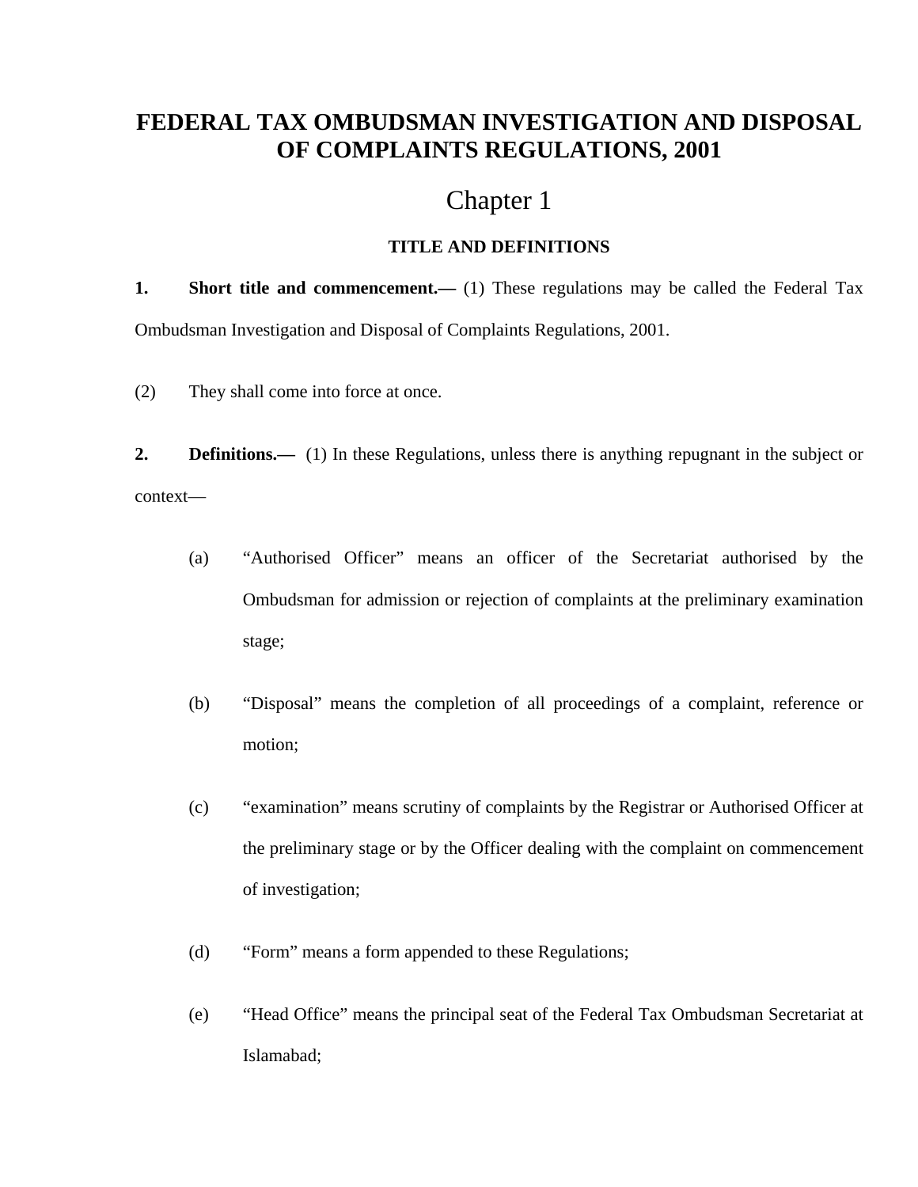# FEDERAL TAX OMBUDSMAN INVESTIGATION AND DISPOSAL OF COMPLAINTS REGULATIONS, 2001

## Chapter 1

### TITLE AND DEFINITIONS

**1. Short title and commencement.—** (1) These regulations may be called the Federal Tax Ombudsman Investigation and Disposal of Complaints Regulations, 2001.

(2) They shall come into force at once.

**2. Definitions.—** (1) In these Regulations, unless there is anything repugnant in the subject or context—

(a) "Authorised Officer" means an officer of the Secretariat authorised by the Ombudsman for admission or rejection of complaints at the preliminary examination stage;

(b) "Disposal" means the completion of all proceedings of a complaint, reference or motion;

(c) "examination" means scrutiny of complaints by the Registrar or Authorised Officer at the preliminary stage or by the Officer dealing with the complaint on commencement of investigation;

(d) "Form" means a form appended to these Regulations;

(e) "Head Office" means the principal seat of the Federal Tax Ombudsman Secretariat at Islamabad;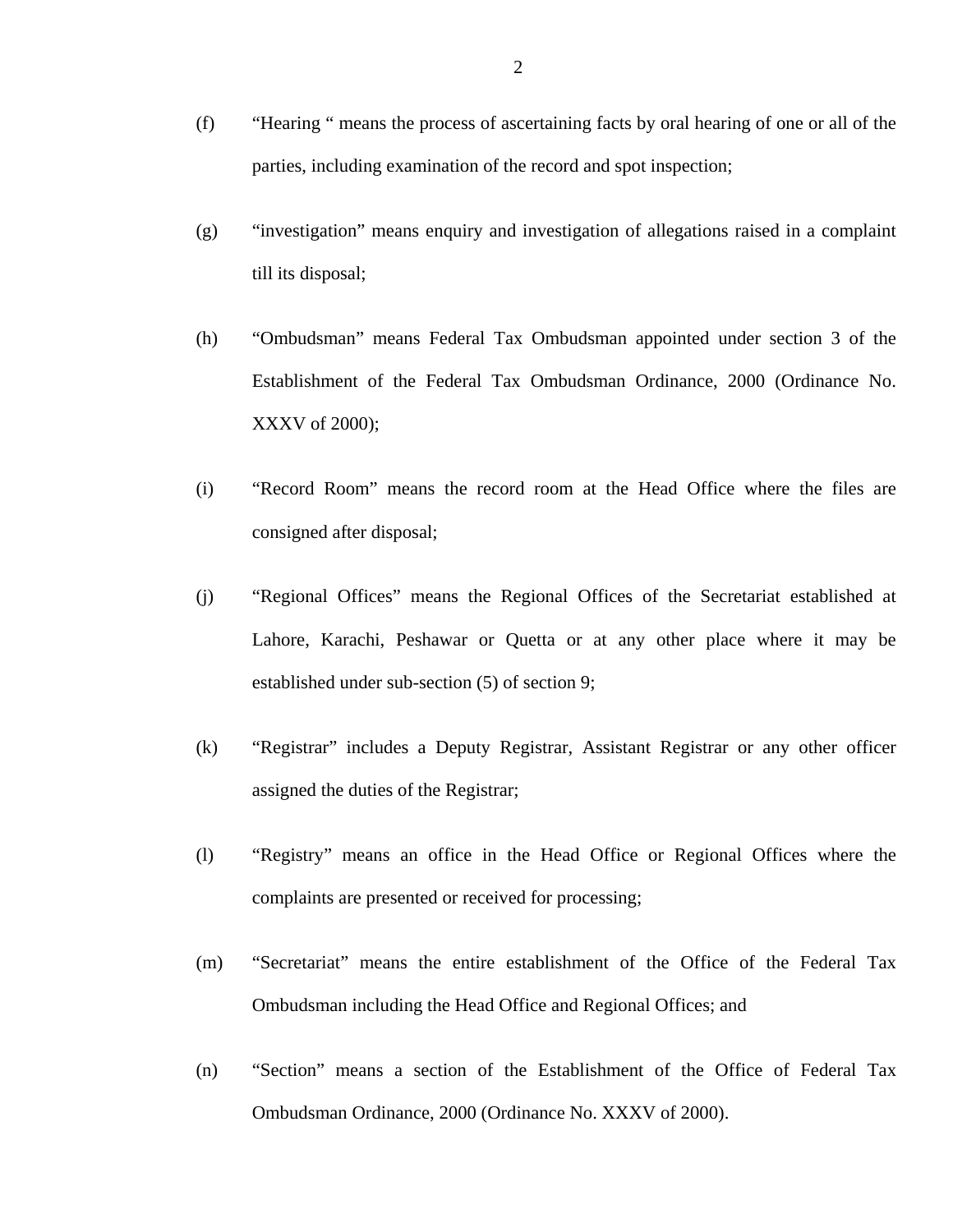(f) “Hearing “ means the process of ascertaining facts by oral hearing of one or all of the parties, including examination of the record and spot inspection;

(g) “investigation” means enquiry and investigation of allegations raised in a complaint till its disposal;

(h) “Ombudsman” means Federal Tax Ombudsman appointed under section 3 of the Establishment of the Federal Tax Ombudsman Ordinance, 2000 (Ordinance No. XXXV of 2000);

(i) “Record Room” means the record room at the Head Office where the files are consigned after disposal;

(j) “Regional Offices” means the Regional Offices of the Secretariat established at Lahore, Karachi, Peshawar or Quetta or at any other place where it may be established under sub-section (5) of section 9;

(k) “Registrar” includes a Deputy Registrar, Assistant Registrar or any other officer assigned the duties of the Registrar;

(l) “Registry” means an office in the Head Office or Regional Offices where the complaints are presented or received for processing;

(m) “Secretariat” means the entire establishment of the Office of the Federal Tax Ombudsman including the Head Office and Regional Offices; and

(n) “Section” means a section of the Establishment of the Office of Federal Tax Ombudsman Ordinance, 2000 (Ordinance No. XXXV of 2000).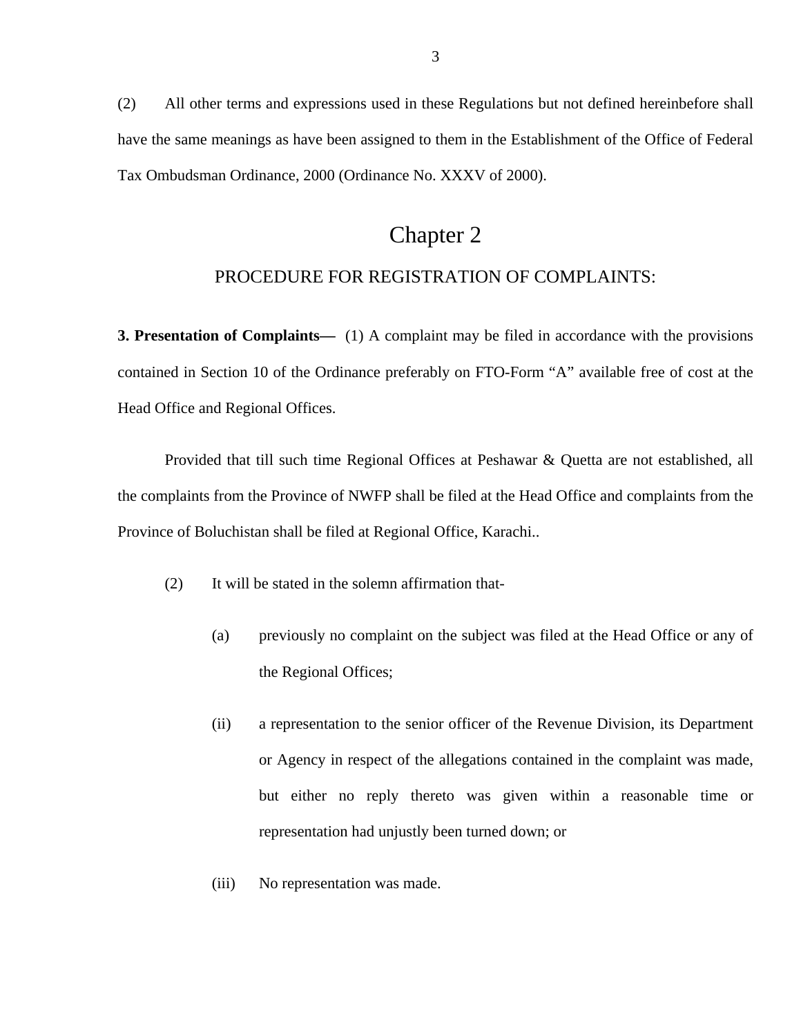(2) All other terms and expressions used in these Regulations but not defined hereinbefore shall have the same meanings as have been assigned to them in the Establishment of the Office of Federal Tax Ombudsman Ordinance, 2000 (Ordinance No. XXXV of 2000).

# Chapter 2

## PROCEDURE FOR REGISTRATION OF COMPLAINTS:

**3. Presentation of Complaints—** (1) A complaint may be filed in accordance with the provisions contained in Section 10 of the Ordinance preferably on FTO-Form "A" available free of cost at the Head Office and Regional Offices.

Provided that till such time Regional Offices at Peshawar & Quetta are not established, all the complaints from the Province of NWFP shall be filed at the Head Office and complaints from the Province of Boluchistan shall be filed at Regional Office, Karachi..

(2) It will be stated in the solemn affirmation that-

(a) previously no complaint on the subject was filed at the Head Office or any of the Regional Offices;

(ii) a representation to the senior officer of the Revenue Division, its Department or Agency in respect of the allegations contained in the complaint was made, but either no reply thereto was given within a reasonable time or representation had unjustly been turned down; or

(iii) No representation was made.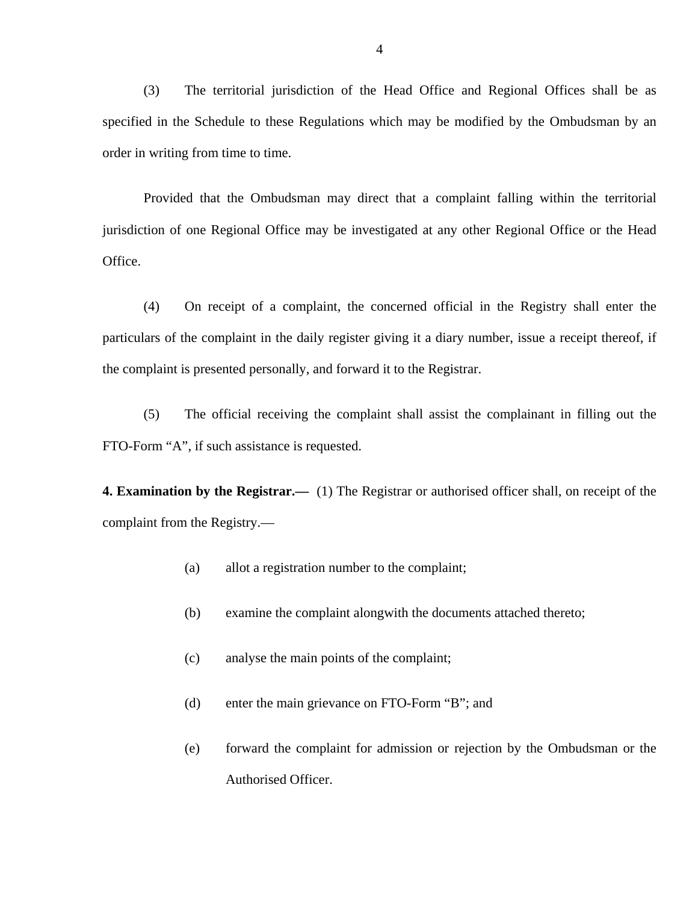(3) The territorial jurisdiction of the Head Office and Regional Offices shall be as specified in the Schedule to these Regulations which may be modified by the Ombudsman by an order in writing from time to time.

Provided that the Ombudsman may direct that a complaint falling within the territorial jurisdiction of one Regional Office may be investigated at any other Regional Office or the Head Office.

(4) On receipt of a complaint, the concerned official in the Registry shall enter the particulars of the complaint in the daily register giving it a diary number, issue a receipt thereof, if the complaint is presented personally, and forward it to the Registrar.

(5) The official receiving the complaint shall assist the complainant in filling out the FTO-Form "A", if such assistance is requested.

**4. Examination by the Registrar.—** (1) The Registrar or authorised officer shall, on receipt of the complaint from the Registry.—

(a) allot a registration number to the complaint;

(b) examine the complaint alongwith the documents attached thereto;

(c) analyse the main points of the complaint;

(d) enter the main grievance on FTO-Form "B"; and

(e) forward the complaint for admission or rejection by the Ombudsman or the Authorised Officer.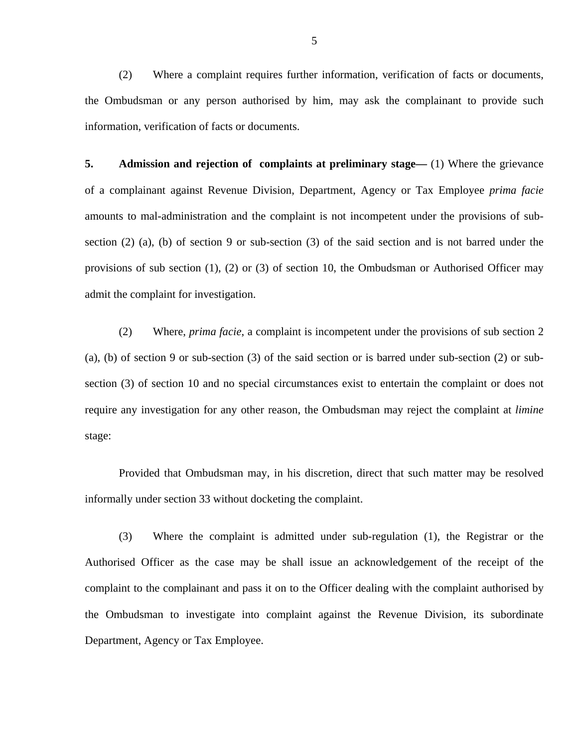(2) Where a complaint requires further information, verification of facts or documents, the Ombudsman or any person authorised by him, may ask the complainant to provide such information, verification of facts or documents.

**5. Admission and rejection of complaints at preliminary stage—** (1) Where the grievance of a complainant against Revenue Division, Department, Agency or Tax Employee *prima facie* amounts to mal-administration and the complaint is not incompetent under the provisions of sub-section (2) (a), (b) of section 9 or sub-section (3) of the said section and is not barred under the provisions of sub section (1), (2) or (3) of section 10, the Ombudsman or Authorised Officer may admit the complaint for investigation.

(2) Where, *prima facie*, a complaint is incompetent under the provisions of sub section 2 (a), (b) of section 9 or sub-section (3) of the said section or is barred under sub-section (2) or sub-section (3) of section 10 and no special circumstances exist to entertain the complaint or does not require any investigation for any other reason, the Ombudsman may reject the complaint at *limine* stage:

Provided that Ombudsman may, in his discretion, direct that such matter may be resolved informally under section 33 without docketing the complaint.

(3) Where the complaint is admitted under sub-regulation (1), the Registrar or the Authorised Officer as the case may be shall issue an acknowledgement of the receipt of the complaint to the complainant and pass it on to the Officer dealing with the complaint authorised by the Ombudsman to investigate into complaint against the Revenue Division, its subordinate Department, Agency or Tax Employee.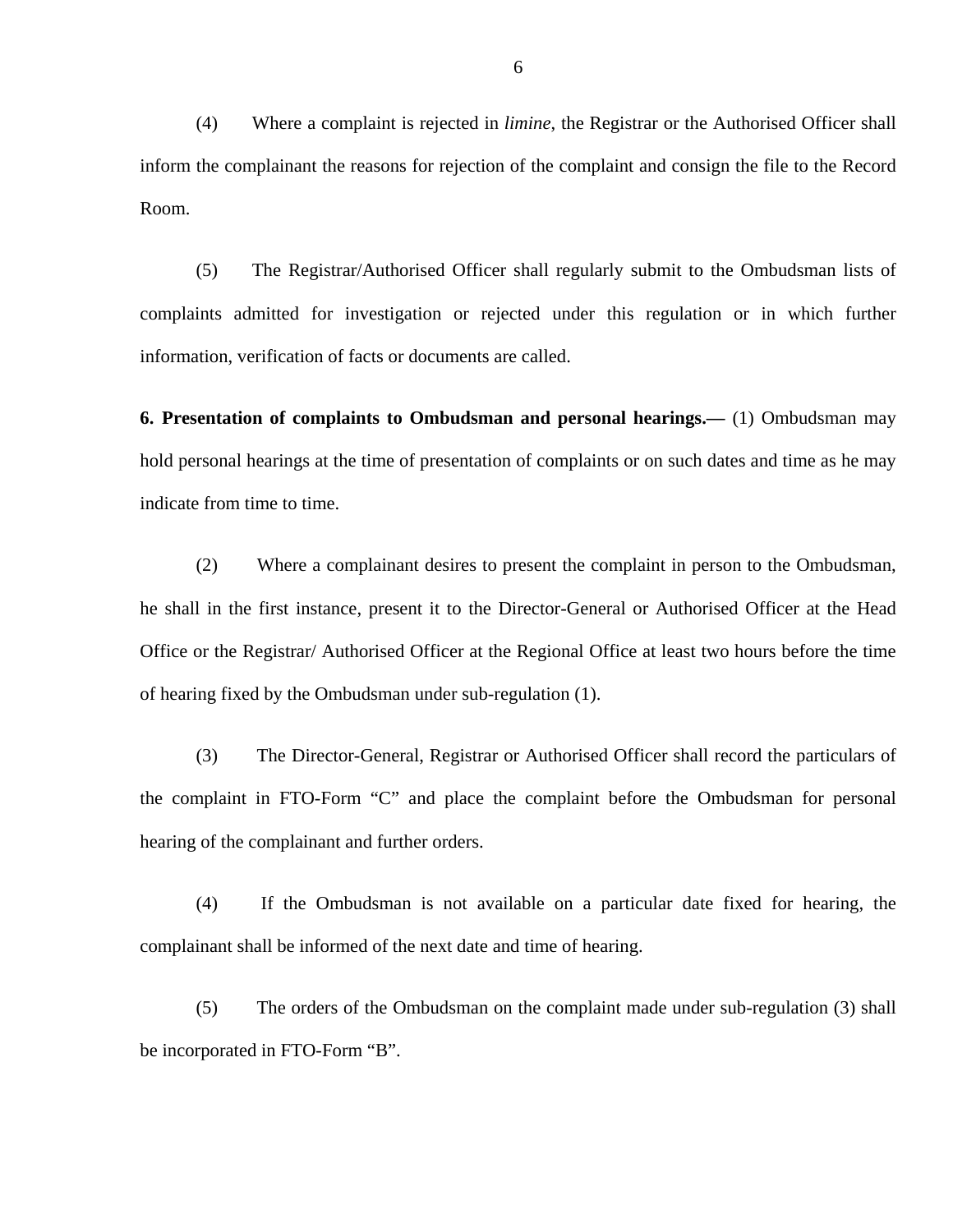(4) Where a complaint is rejected in *limine*, the Registrar or the Authorised Officer shall inform the complainant the reasons for rejection of the complaint and consign the file to the Record Room.

(5) The Registrar/Authorised Officer shall regularly submit to the Ombudsman lists of complaints admitted for investigation or rejected under this regulation or in which further information, verification of facts or documents are called.

**6. Presentation of complaints to Ombudsman and personal hearings.—** (1) Ombudsman may hold personal hearings at the time of presentation of complaints or on such dates and time as he may indicate from time to time.

(2) Where a complainant desires to present the complaint in person to the Ombudsman, he shall in the first instance, present it to the Director-General or Authorised Officer at the Head Office or the Registrar/ Authorised Officer at the Regional Office at least two hours before the time of hearing fixed by the Ombudsman under sub-regulation (1).

(3) The Director-General, Registrar or Authorised Officer shall record the particulars of the complaint in FTO-Form "C" and place the complaint before the Ombudsman for personal hearing of the complainant and further orders.

(4) If the Ombudsman is not available on a particular date fixed for hearing, the complainant shall be informed of the next date and time of hearing.

(5) The orders of the Ombudsman on the complaint made under sub-regulation (3) shall be incorporated in FTO-Form "B".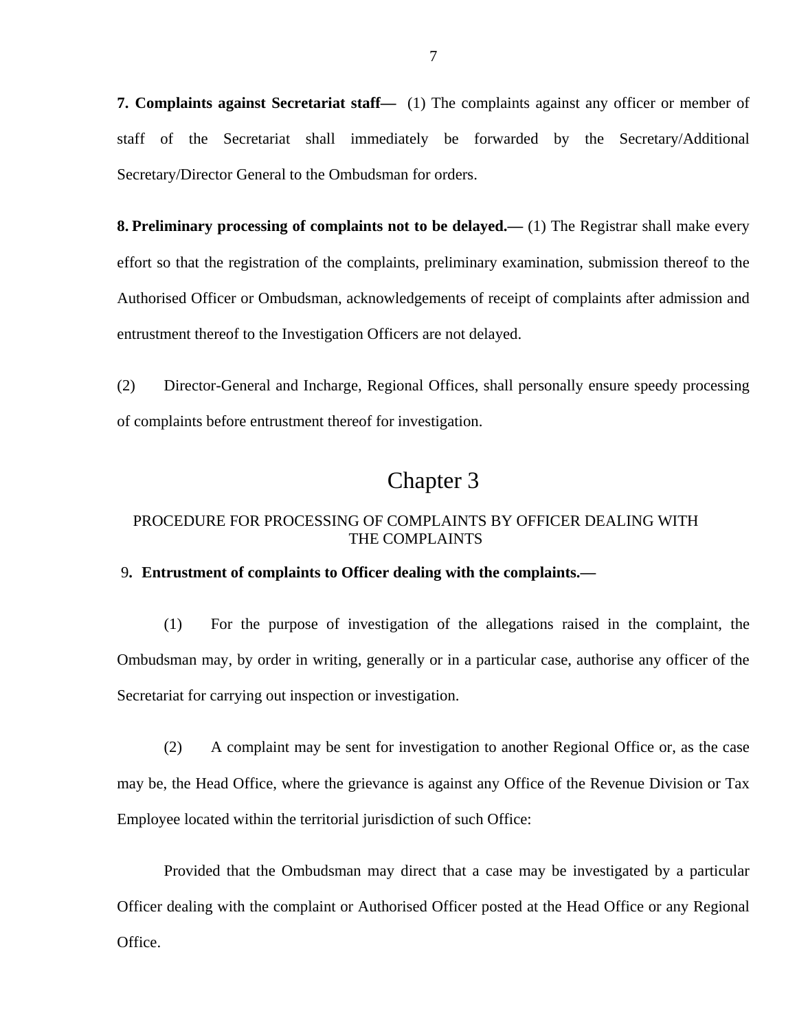**7. Complaints against Secretariat staff—** (1) The complaints against any officer or member of staff of the Secretariat shall immediately be forwarded by the Secretary/Additional Secretary/Director General to the Ombudsman for orders.

**8. Preliminary processing of complaints not to be delayed.—** (1) The Registrar shall make every effort so that the registration of the complaints, preliminary examination, submission thereof to the Authorised Officer or Ombudsman, acknowledgements of receipt of complaints after admission and entrustment thereof to the Investigation Officers are not delayed.

(2) Director-General and Incharge, Regional Offices, shall personally ensure speedy processing of complaints before entrustment thereof for investigation.

# Chapter 3

## PROCEDURE FOR PROCESSING OF COMPLAINTS BY OFFICER DEALING WITH THE COMPLAINTS

9**. Entrustment of complaints to Officer dealing with the complaints.—**

(1) For the purpose of investigation of the allegations raised in the complaint, the Ombudsman may, by order in writing, generally or in a particular case, authorise any officer of the Secretariat for carrying out inspection or investigation.

(2) A complaint may be sent for investigation to another Regional Office or, as the case may be, the Head Office, where the grievance is against any Office of the Revenue Division or Tax Employee located within the territorial jurisdiction of such Office:

Provided that the Ombudsman may direct that a case may be investigated by a particular Officer dealing with the complaint or Authorised Officer posted at the Head Office or any Regional Office.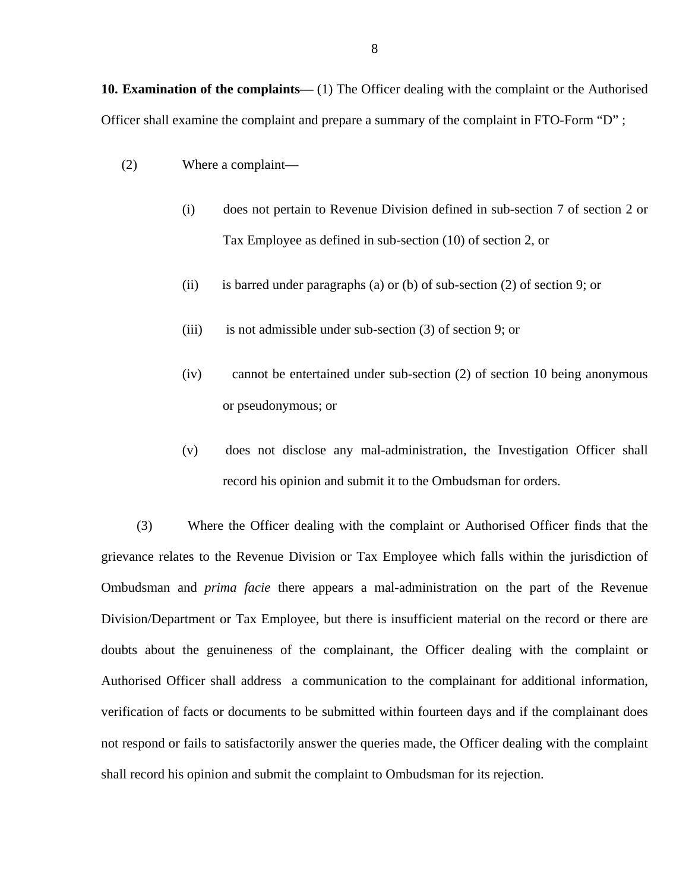**10. Examination of the complaints—** (1) The Officer dealing with the complaint or the Authorised Officer shall examine the complaint and prepare a summary of the complaint in FTO-Form "D" ;

(2) Where a complaint—

(i) does not pertain to Revenue Division defined in sub-section 7 of section 2 or Tax Employee as defined in sub-section (10) of section 2, or

(ii) is barred under paragraphs (a) or (b) of sub-section (2) of section 9; or

(iii) is not admissible under sub-section (3) of section 9; or

(iv) cannot be entertained under sub-section (2) of section 10 being anonymous or pseudonymous; or

(v) does not disclose any mal-administration, the Investigation Officer shall record his opinion and submit it to the Ombudsman for orders.

(3) Where the Officer dealing with the complaint or Authorised Officer finds that the grievance relates to the Revenue Division or Tax Employee which falls within the jurisdiction of Ombudsman and *prima facie* there appears a mal-administration on the part of the Revenue Division/Department or Tax Employee, but there is insufficient material on the record or there are doubts about the genuineness of the complainant, the Officer dealing with the complaint or Authorised Officer shall address a communication to the complainant for additional information, verification of facts or documents to be submitted within fourteen days and if the complainant does not respond or fails to satisfactorily answer the queries made, the Officer dealing with the complaint shall record his opinion and submit the complaint to Ombudsman for its rejection.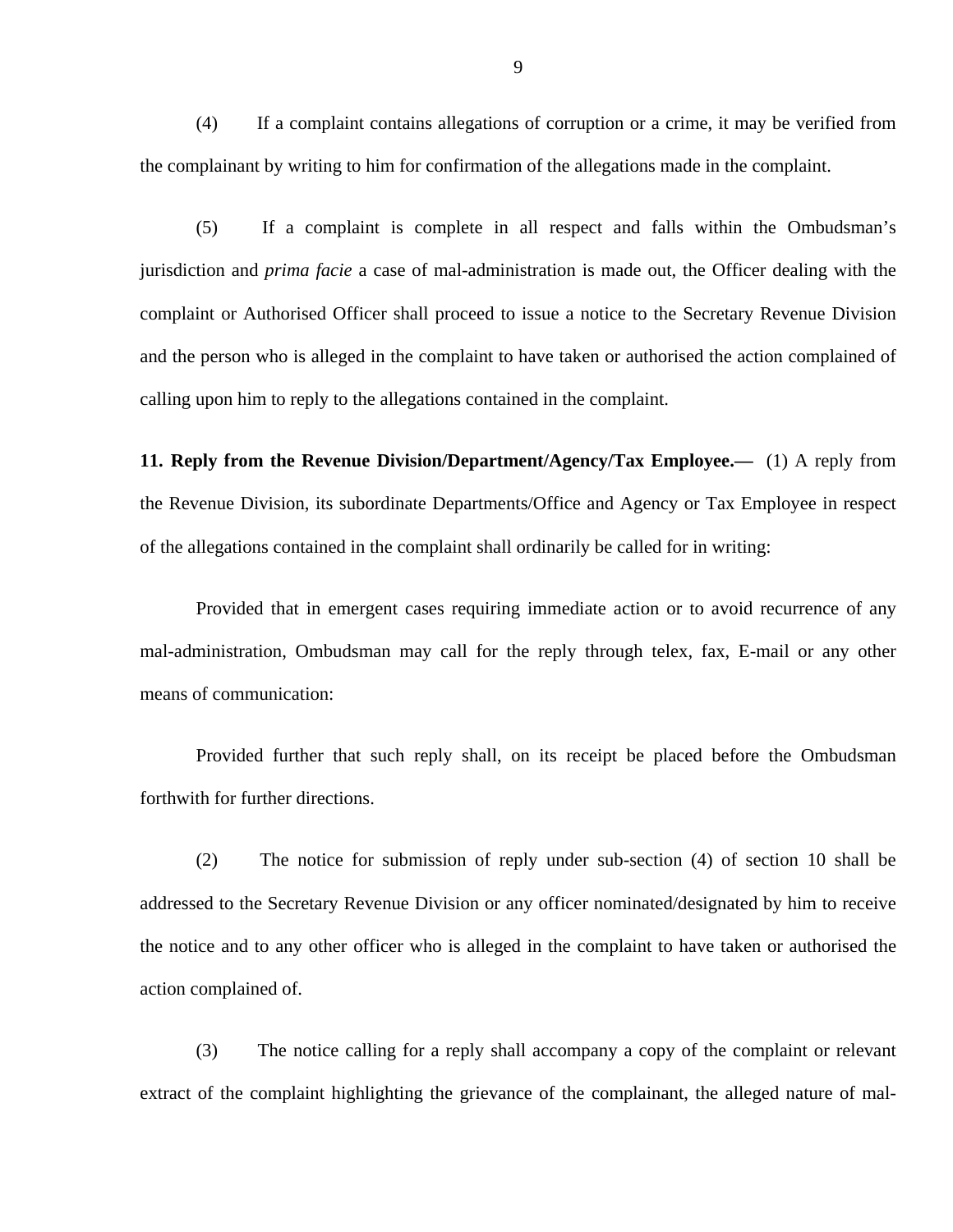(4) If a complaint contains allegations of corruption or a crime, it may be verified from the complainant by writing to him for confirmation of the allegations made in the complaint.

(5) If a complaint is complete in all respect and falls within the Ombudsman's jurisdiction and *prima facie* a case of mal-administration is made out, the Officer dealing with the complaint or Authorised Officer shall proceed to issue a notice to the Secretary Revenue Division and the person who is alleged in the complaint to have taken or authorised the action complained of calling upon him to reply to the allegations contained in the complaint.

**11. Reply from the Revenue Division/Department/Agency/Tax Employee.—** (1) A reply from the Revenue Division, its subordinate Departments/Office and Agency or Tax Employee in respect of the allegations contained in the complaint shall ordinarily be called for in writing:

Provided that in emergent cases requiring immediate action or to avoid recurrence of any mal-administration, Ombudsman may call for the reply through telex, fax, E-mail or any other means of communication:

Provided further that such reply shall, on its receipt be placed before the Ombudsman forthwith for further directions.

(2) The notice for submission of reply under sub-section (4) of section 10 shall be addressed to the Secretary Revenue Division or any officer nominated/designated by him to receive the notice and to any other officer who is alleged in the complaint to have taken or authorised the action complained of.

(3) The notice calling for a reply shall accompany a copy of the complaint or relevant extract of the complaint highlighting the grievance of the complainant, the alleged nature of mal-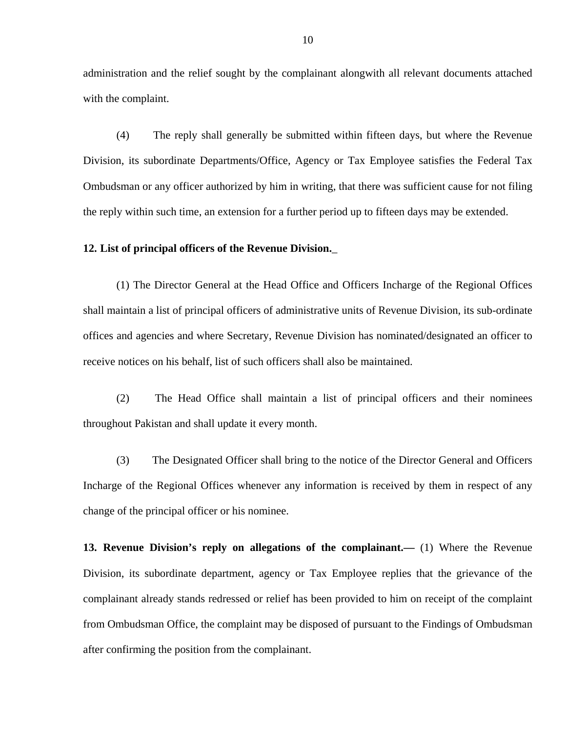administration and the relief sought by the complainant alongwith all relevant documents attached with the complaint.

(4) The reply shall generally be submitted within fifteen days, but where the Revenue Division, its subordinate Departments/Office, Agency or Tax Employee satisfies the Federal Tax Ombudsman or any officer authorized by him in writing, that there was sufficient cause for not filing the reply within such time, an extension for a further period up to fifteen days may be extended.

**12. List of principal officers of the Revenue Division._**

(1) The Director General at the Head Office and Officers Incharge of the Regional Offices shall maintain a list of principal officers of administrative units of Revenue Division, its sub-ordinate offices and agencies and where Secretary, Revenue Division has nominated/designated an officer to receive notices on his behalf, list of such officers shall also be maintained.

(2) The Head Office shall maintain a list of principal officers and their nominees throughout Pakistan and shall update it every month.

(3) The Designated Officer shall bring to the notice of the Director General and Officers Incharge of the Regional Offices whenever any information is received by them in respect of any change of the principal officer or his nominee.

**13. Revenue Division's reply on allegations of the complainant.—** (1) Where the Revenue Division, its subordinate department, agency or Tax Employee replies that the grievance of the complainant already stands redressed or relief has been provided to him on receipt of the complaint from Ombudsman Office, the complaint may be disposed of pursuant to the Findings of Ombudsman after confirming the position from the complainant.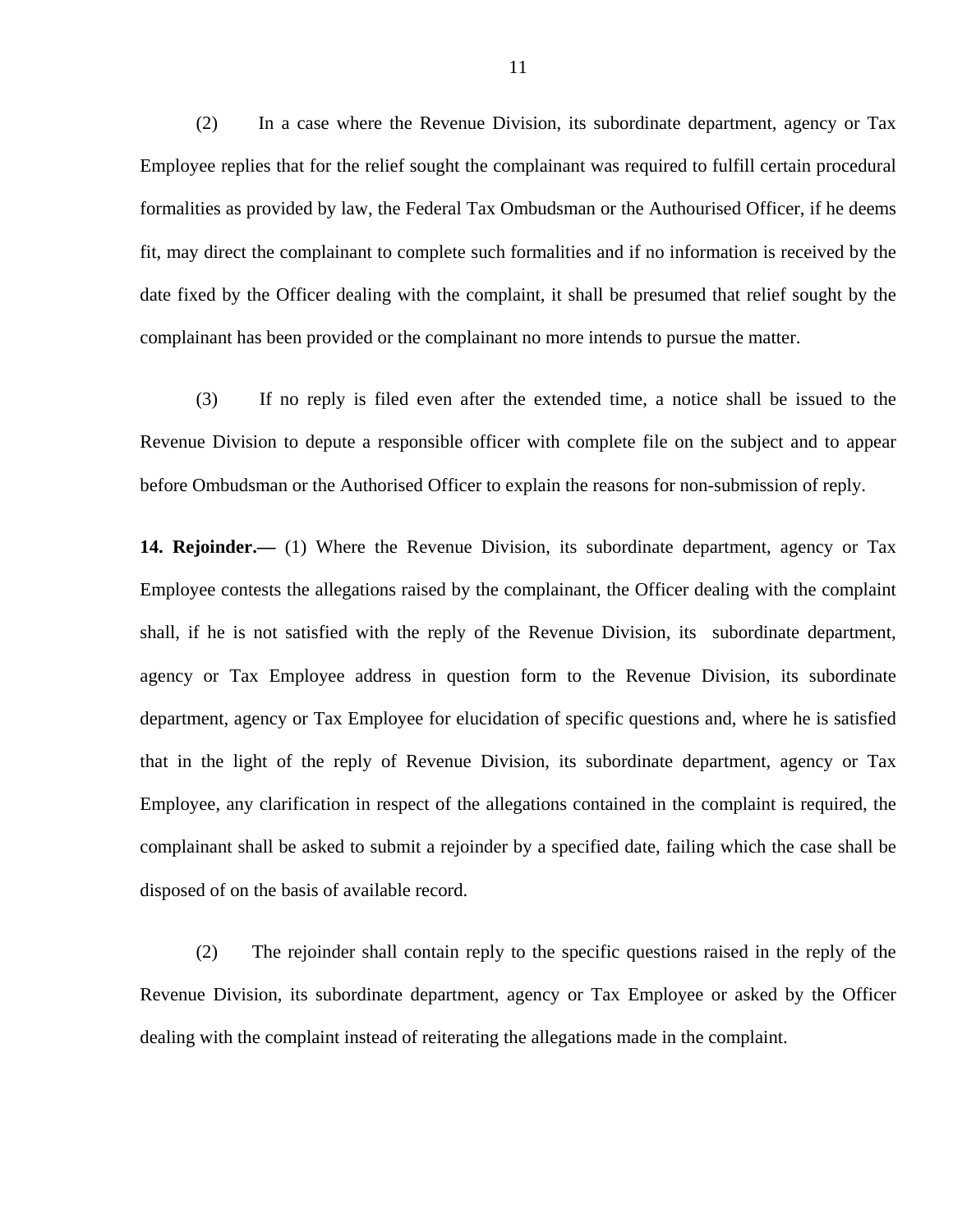(2) In a case where the Revenue Division, its subordinate department, agency or Tax Employee replies that for the relief sought the complainant was required to fulfill certain procedural formalities as provided by law, the Federal Tax Ombudsman or the Authourised Officer, if he deems fit, may direct the complainant to complete such formalities and if no information is received by the date fixed by the Officer dealing with the complaint, it shall be presumed that relief sought by the complainant has been provided or the complainant no more intends to pursue the matter.

(3) If no reply is filed even after the extended time, a notice shall be issued to the Revenue Division to depute a responsible officer with complete file on the subject and to appear before Ombudsman or the Authorised Officer to explain the reasons for non-submission of reply.

**14. Rejoinder.—** (1) Where the Revenue Division, its subordinate department, agency or Tax Employee contests the allegations raised by the complainant, the Officer dealing with the complaint shall, if he is not satisfied with the reply of the Revenue Division, its subordinate department, agency or Tax Employee address in question form to the Revenue Division, its subordinate department, agency or Tax Employee for elucidation of specific questions and, where he is satisfied that in the light of the reply of Revenue Division, its subordinate department, agency or Tax Employee, any clarification in respect of the allegations contained in the complaint is required, the complainant shall be asked to submit a rejoinder by a specified date, failing which the case shall be disposed of on the basis of available record.

(2) The rejoinder shall contain reply to the specific questions raised in the reply of the Revenue Division, its subordinate department, agency or Tax Employee or asked by the Officer dealing with the complaint instead of reiterating the allegations made in the complaint.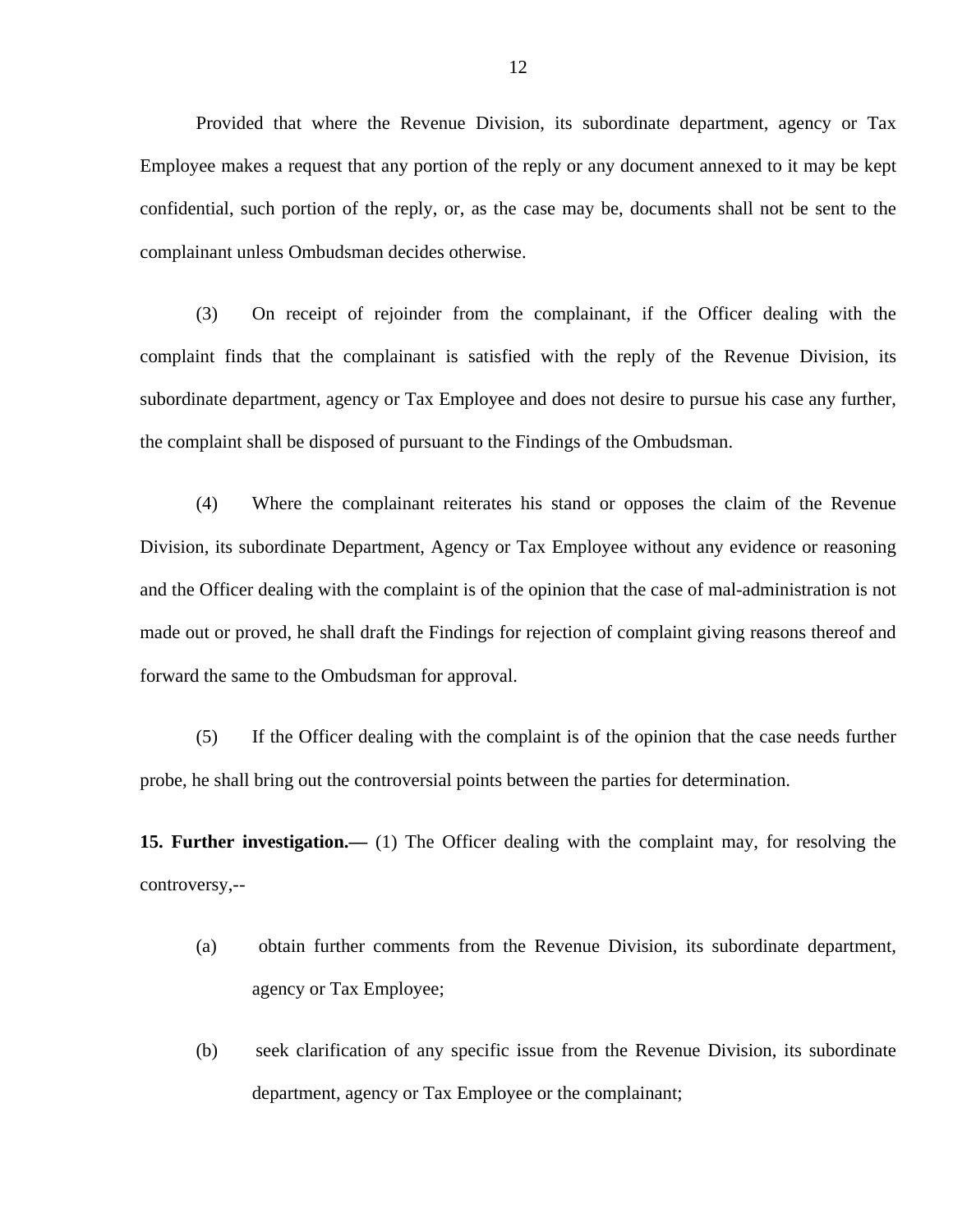Provided that where the Revenue Division, its subordinate department, agency or Tax Employee makes a request that any portion of the reply or any document annexed to it may be kept confidential, such portion of the reply, or, as the case may be, documents shall not be sent to the complainant unless Ombudsman decides otherwise.

(3) On receipt of rejoinder from the complainant, if the Officer dealing with the complaint finds that the complainant is satisfied with the reply of the Revenue Division, its subordinate department, agency or Tax Employee and does not desire to pursue his case any further, the complaint shall be disposed of pursuant to the Findings of the Ombudsman.

(4) Where the complainant reiterates his stand or opposes the claim of the Revenue Division, its subordinate Department, Agency or Tax Employee without any evidence or reasoning and the Officer dealing with the complaint is of the opinion that the case of mal-administration is not made out or proved, he shall draft the Findings for rejection of complaint giving reasons thereof and forward the same to the Ombudsman for approval.

(5) If the Officer dealing with the complaint is of the opinion that the case needs further probe, he shall bring out the controversial points between the parties for determination.

**15. Further investigation.—** (1) The Officer dealing with the complaint may, for resolving the controversy,--

(a) obtain further comments from the Revenue Division, its subordinate department, agency or Tax Employee;

(b) seek clarification of any specific issue from the Revenue Division, its subordinate department, agency or Tax Employee or the complainant;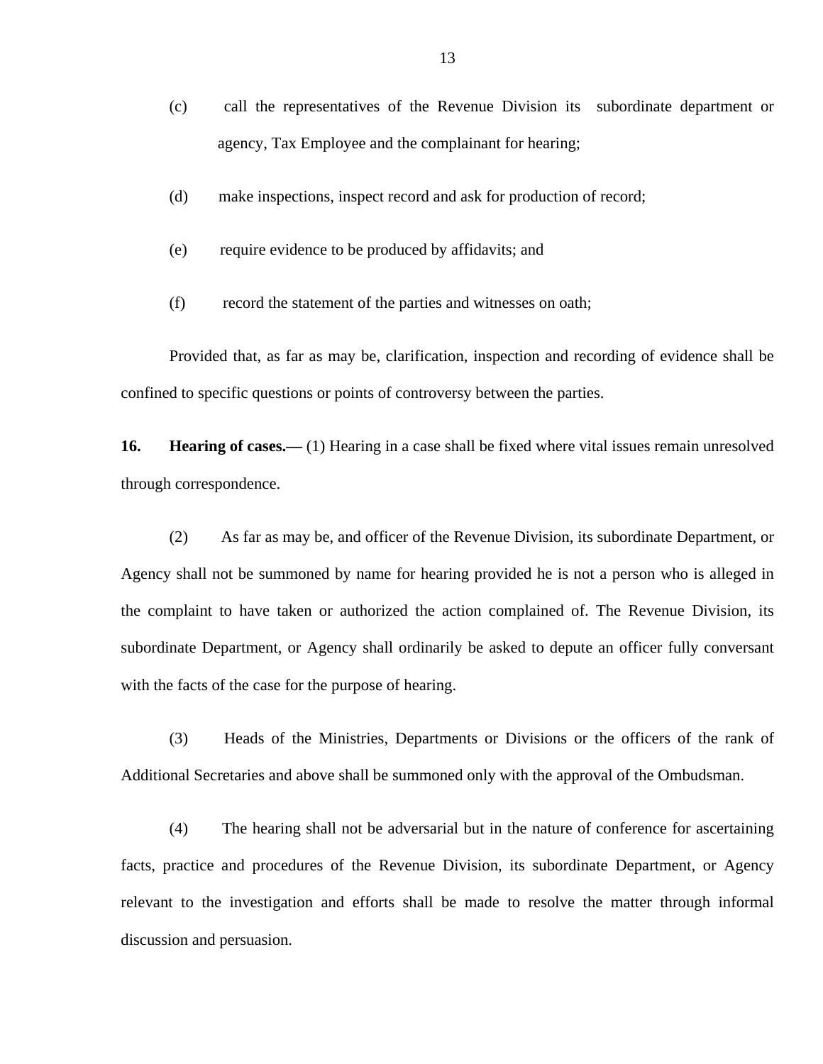(c) call the representatives of the Revenue Division its subordinate department or agency, Tax Employee and the complainant for hearing;

(d) make inspections, inspect record and ask for production of record;

(e) require evidence to be produced by affidavits; and

(f) record the statement of the parties and witnesses on oath;

Provided that, as far as may be, clarification, inspection and recording of evidence shall be confined to specific questions or points of controversy between the parties.

**16. Hearing of cases.—** (1) Hearing in a case shall be fixed where vital issues remain unresolved through correspondence.

(2) As far as may be, and officer of the Revenue Division, its subordinate Department, or Agency shall not be summoned by name for hearing provided he is not a person who is alleged in the complaint to have taken or authorized the action complained of. The Revenue Division, its subordinate Department, or Agency shall ordinarily be asked to depute an officer fully conversant with the facts of the case for the purpose of hearing.

(3) Heads of the Ministries, Departments or Divisions or the officers of the rank of Additional Secretaries and above shall be summoned only with the approval of the Ombudsman.

(4) The hearing shall not be adversarial but in the nature of conference for ascertaining facts, practice and procedures of the Revenue Division, its subordinate Department, or Agency relevant to the investigation and efforts shall be made to resolve the matter through informal discussion and persuasion.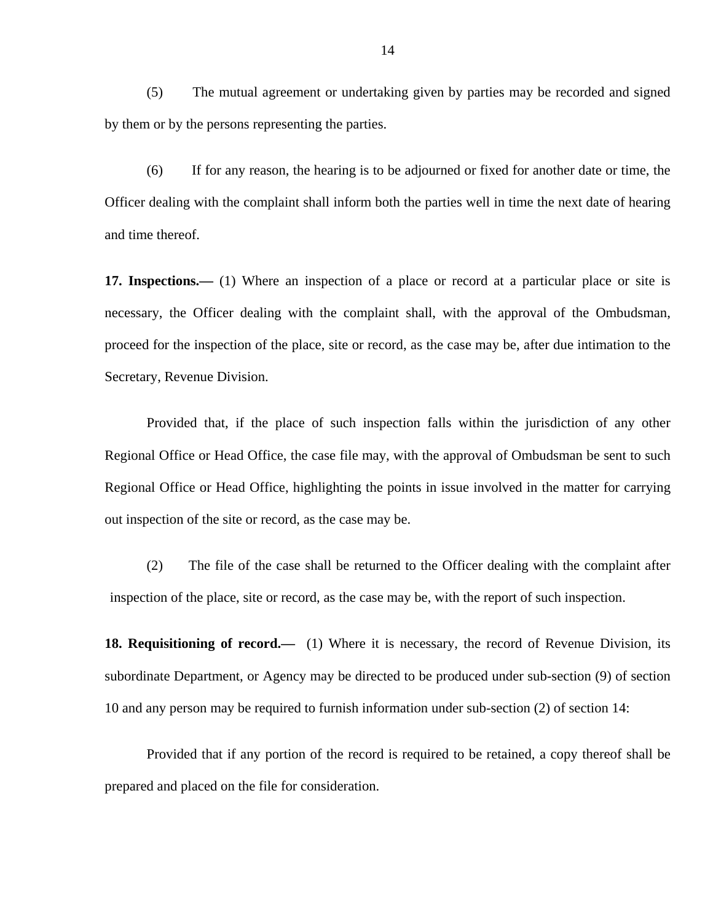(5) The mutual agreement or undertaking given by parties may be recorded and signed by them or by the persons representing the parties.

(6) If for any reason, the hearing is to be adjourned or fixed for another date or time, the Officer dealing with the complaint shall inform both the parties well in time the next date of hearing and time thereof.

**17. Inspections.—** (1) Where an inspection of a place or record at a particular place or site is necessary, the Officer dealing with the complaint shall, with the approval of the Ombudsman, proceed for the inspection of the place, site or record, as the case may be, after due intimation to the Secretary, Revenue Division.

Provided that, if the place of such inspection falls within the jurisdiction of any other Regional Office or Head Office, the case file may, with the approval of Ombudsman be sent to such Regional Office or Head Office, highlighting the points in issue involved in the matter for carrying out inspection of the site or record, as the case may be.

(2) The file of the case shall be returned to the Officer dealing with the complaint after inspection of the place, site or record, as the case may be, with the report of such inspection.

**18. Requisitioning of record.—** (1) Where it is necessary, the record of Revenue Division, its subordinate Department, or Agency may be directed to be produced under sub-section (9) of section 10 and any person may be required to furnish information under sub-section (2) of section 14:

Provided that if any portion of the record is required to be retained, a copy thereof shall be prepared and placed on the file for consideration.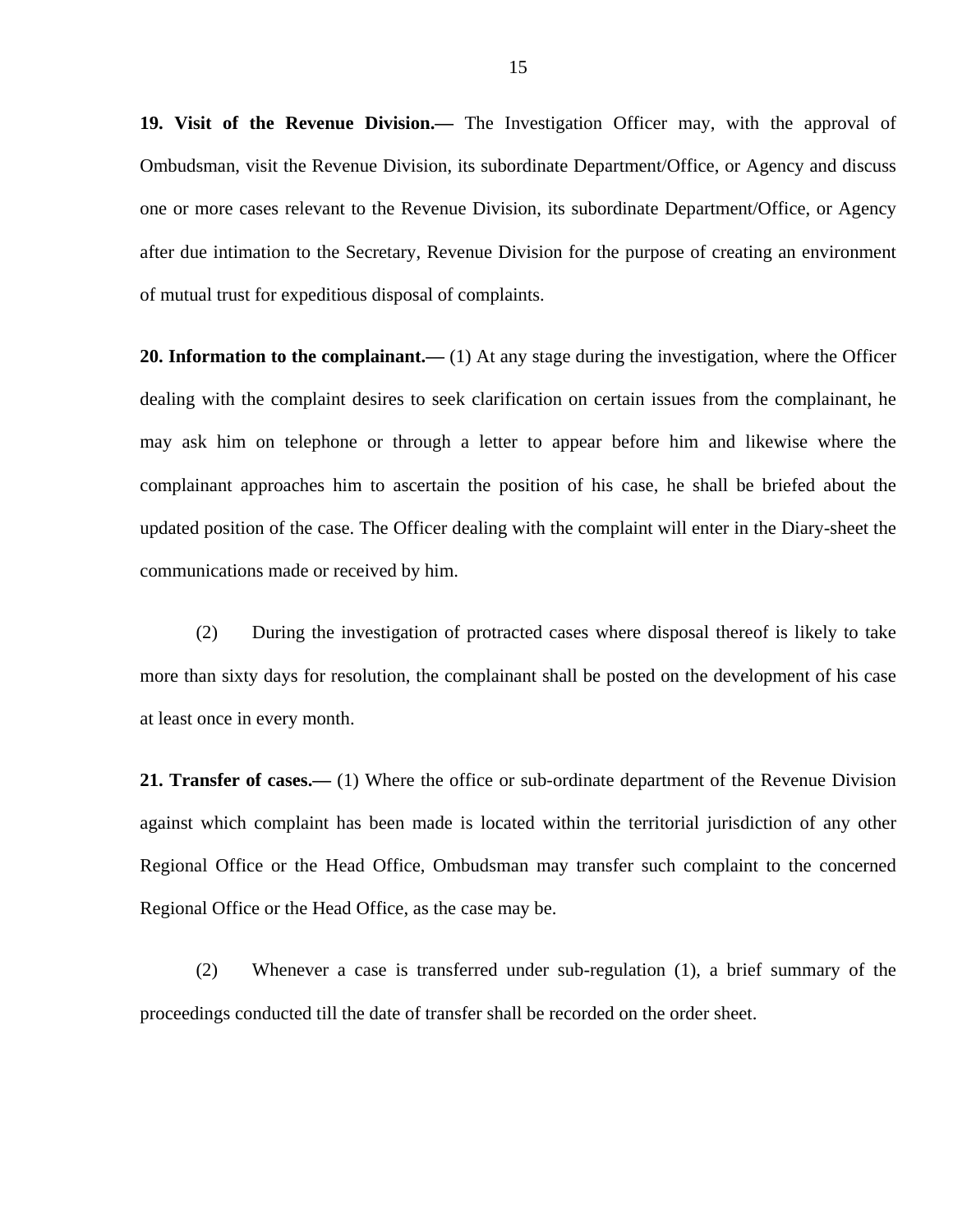**19. Visit of the Revenue Division.—** The Investigation Officer may, with the approval of Ombudsman, visit the Revenue Division, its subordinate Department/Office, or Agency and discuss one or more cases relevant to the Revenue Division, its subordinate Department/Office, or Agency after due intimation to the Secretary, Revenue Division for the purpose of creating an environment of mutual trust for expeditious disposal of complaints.

**20. Information to the complainant.—** (1) At any stage during the investigation, where the Officer dealing with the complaint desires to seek clarification on certain issues from the complainant, he may ask him on telephone or through a letter to appear before him and likewise where the complainant approaches him to ascertain the position of his case, he shall be briefed about the updated position of the case. The Officer dealing with the complaint will enter in the Diary-sheet the communications made or received by him.

(2) During the investigation of protracted cases where disposal thereof is likely to take more than sixty days for resolution, the complainant shall be posted on the development of his case at least once in every month.

**21. Transfer of cases.—** (1) Where the office or sub-ordinate department of the Revenue Division against which complaint has been made is located within the territorial jurisdiction of any other Regional Office or the Head Office, Ombudsman may transfer such complaint to the concerned Regional Office or the Head Office, as the case may be.

(2) Whenever a case is transferred under sub-regulation (1), a brief summary of the proceedings conducted till the date of transfer shall be recorded on the order sheet.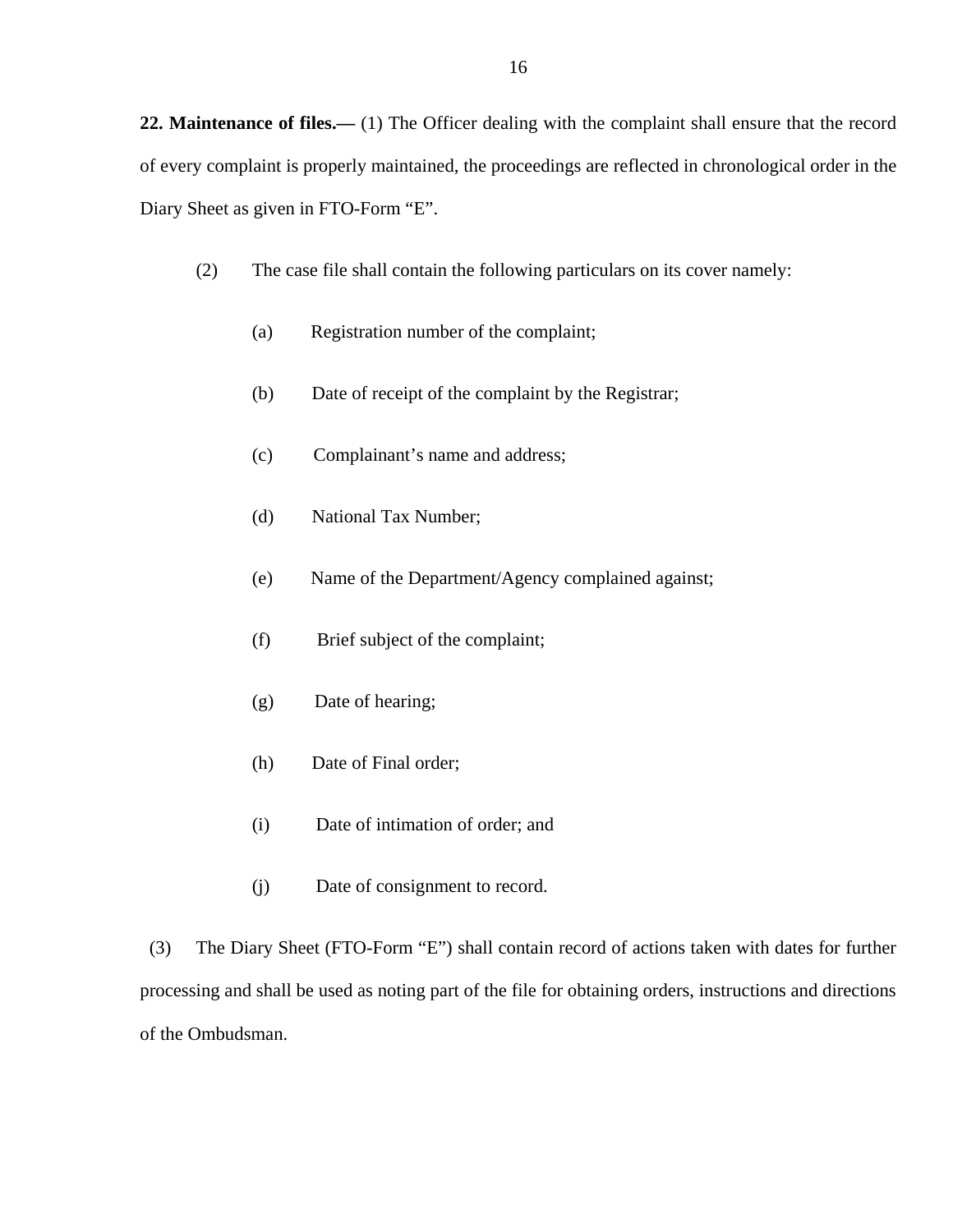**22. Maintenance of files.—** (1) The Officer dealing with the complaint shall ensure that the record of every complaint is properly maintained, the proceedings are reflected in chronological order in the Diary Sheet as given in FTO-Form "E".

(2) The case file shall contain the following particulars on its cover namely:

(a) Registration number of the complaint;

(b) Date of receipt of the complaint by the Registrar;

(c) Complainant's name and address;

(d) National Tax Number;

(e) Name of the Department/Agency complained against;

(f) Brief subject of the complaint;

(g) Date of hearing;

(h) Date of Final order;

(i) Date of intimation of order; and

(j) Date of consignment to record.

(3) The Diary Sheet (FTO-Form "E") shall contain record of actions taken with dates for further processing and shall be used as noting part of the file for obtaining orders, instructions and directions of the Ombudsman.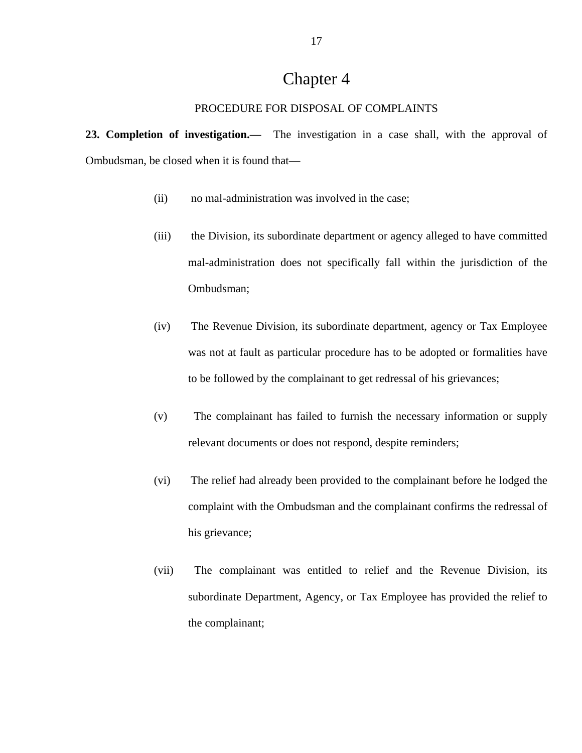# Chapter 4

PROCEDURE FOR DISPOSAL OF COMPLAINTS

**23. Completion of investigation.—** The investigation in a case shall, with the approval of Ombudsman, be closed when it is found that—

(ii) no mal-administration was involved in the case;

(iii) the Division, its subordinate department or agency alleged to have committed mal-administration does not specifically fall within the jurisdiction of the Ombudsman;

(iv) The Revenue Division, its subordinate department, agency or Tax Employee was not at fault as particular procedure has to be adopted or formalities have to be followed by the complainant to get redressal of his grievances;

(v) The complainant has failed to furnish the necessary information or supply relevant documents or does not respond, despite reminders;

(vi) The relief had already been provided to the complainant before he lodged the complaint with the Ombudsman and the complainant confirms the redressal of his grievance;

(vii) The complainant was entitled to relief and the Revenue Division, its subordinate Department, Agency, or Tax Employee has provided the relief to the complainant;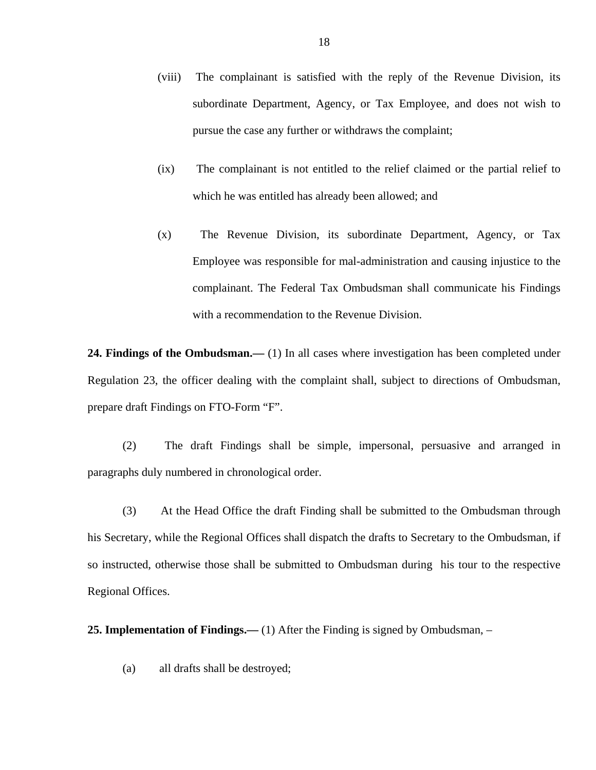(viii) The complainant is satisfied with the reply of the Revenue Division, its subordinate Department, Agency, or Tax Employee, and does not wish to pursue the case any further or withdraws the complaint;

(ix) The complainant is not entitled to the relief claimed or the partial relief to which he was entitled has already been allowed; and

(x) The Revenue Division, its subordinate Department, Agency, or Tax Employee was responsible for mal-administration and causing injustice to the complainant. The Federal Tax Ombudsman shall communicate his Findings with a recommendation to the Revenue Division.

**24. Findings of the Ombudsman.—** (1) In all cases where investigation has been completed under Regulation 23, the officer dealing with the complaint shall, subject to directions of Ombudsman, prepare draft Findings on FTO-Form "F".

(2) The draft Findings shall be simple, impersonal, persuasive and arranged in paragraphs duly numbered in chronological order.

(3) At the Head Office the draft Finding shall be submitted to the Ombudsman through his Secretary, while the Regional Offices shall dispatch the drafts to Secretary to the Ombudsman, if so instructed, otherwise those shall be submitted to Ombudsman during his tour to the respective Regional Offices.

**25. Implementation of Findings.—** (1) After the Finding is signed by Ombudsman, –

(a) all drafts shall be destroyed;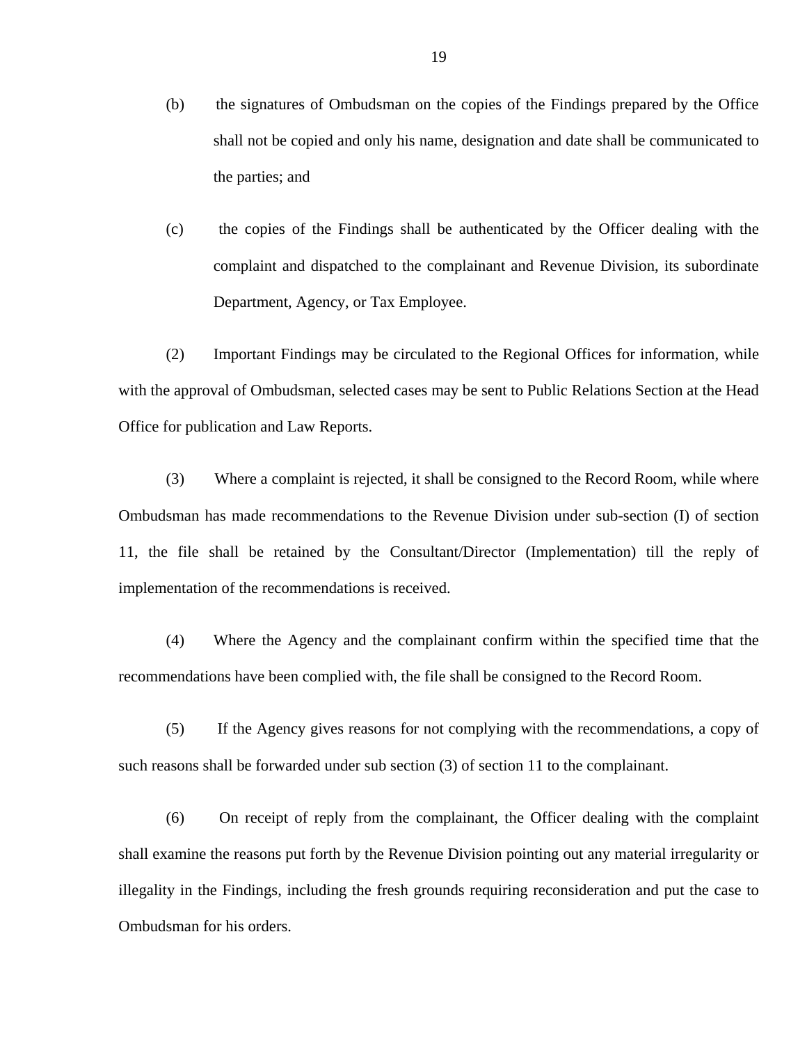(b) the signatures of Ombudsman on the copies of the Findings prepared by the Office shall not be copied and only his name, designation and date shall be communicated to the parties; and

(c) the copies of the Findings shall be authenticated by the Officer dealing with the complaint and dispatched to the complainant and Revenue Division, its subordinate Department, Agency, or Tax Employee.

(2) Important Findings may be circulated to the Regional Offices for information, while with the approval of Ombudsman, selected cases may be sent to Public Relations Section at the Head Office for publication and Law Reports.

(3) Where a complaint is rejected, it shall be consigned to the Record Room, while where Ombudsman has made recommendations to the Revenue Division under sub-section (I) of section 11, the file shall be retained by the Consultant/Director (Implementation) till the reply of implementation of the recommendations is received.

(4) Where the Agency and the complainant confirm within the specified time that the recommendations have been complied with, the file shall be consigned to the Record Room.

(5) If the Agency gives reasons for not complying with the recommendations, a copy of such reasons shall be forwarded under sub section (3) of section 11 to the complainant.

(6) On receipt of reply from the complainant, the Officer dealing with the complaint shall examine the reasons put forth by the Revenue Division pointing out any material irregularity or illegality in the Findings, including the fresh grounds requiring reconsideration and put the case to Ombudsman for his orders.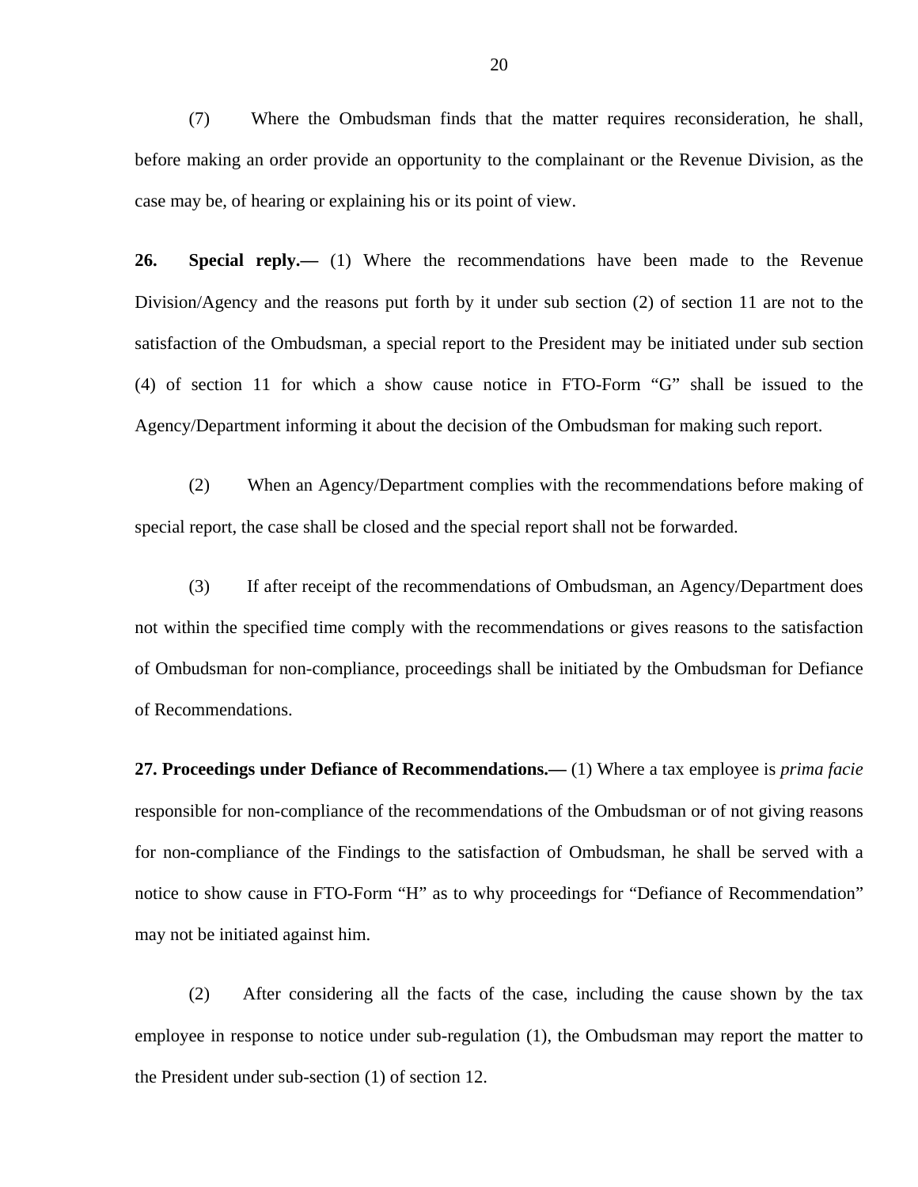(7) Where the Ombudsman finds that the matter requires reconsideration, he shall, before making an order provide an opportunity to the complainant or the Revenue Division, as the case may be, of hearing or explaining his or its point of view.

**26. Special reply.—** (1) Where the recommendations have been made to the Revenue Division/Agency and the reasons put forth by it under sub section (2) of section 11 are not to the satisfaction of the Ombudsman, a special report to the President may be initiated under sub section (4) of section 11 for which a show cause notice in FTO-Form "G" shall be issued to the Agency/Department informing it about the decision of the Ombudsman for making such report.

(2) When an Agency/Department complies with the recommendations before making of special report, the case shall be closed and the special report shall not be forwarded.

(3) If after receipt of the recommendations of Ombudsman, an Agency/Department does not within the specified time comply with the recommendations or gives reasons to the satisfaction of Ombudsman for non-compliance, proceedings shall be initiated by the Ombudsman for Defiance of Recommendations.

**27. Proceedings under Defiance of Recommendations.—** (1) Where a tax employee is *prima facie* responsible for non-compliance of the recommendations of the Ombudsman or of not giving reasons for non-compliance of the Findings to the satisfaction of Ombudsman, he shall be served with a notice to show cause in FTO-Form "H" as to why proceedings for "Defiance of Recommendation" may not be initiated against him.

(2) After considering all the facts of the case, including the cause shown by the tax employee in response to notice under sub-regulation (1), the Ombudsman may report the matter to the President under sub-section (1) of section 12.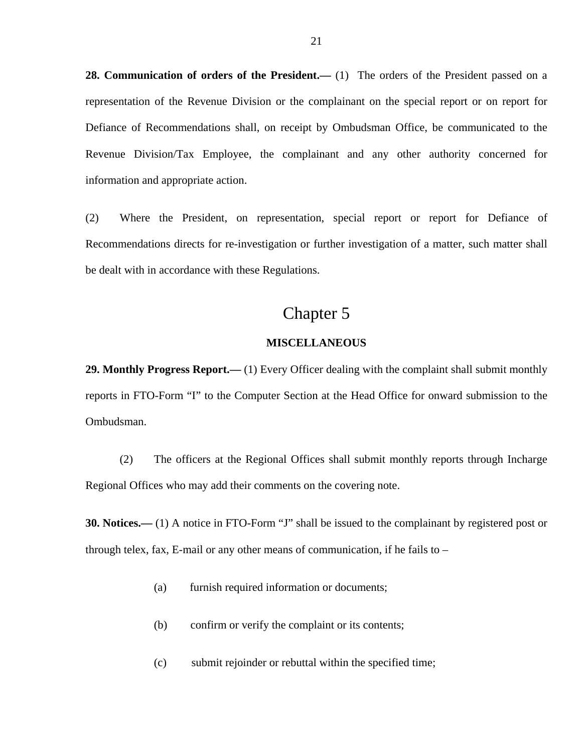**28. Communication of orders of the President.—** (1) The orders of the President passed on a representation of the Revenue Division or the complainant on the special report or on report for Defiance of Recommendations shall, on receipt by Ombudsman Office, be communicated to the Revenue Division/Tax Employee, the complainant and any other authority concerned for information and appropriate action.

(2) Where the President, on representation, special report or report for Defiance of Recommendations directs for re-investigation or further investigation of a matter, such matter shall be dealt with in accordance with these Regulations.

# Chapter 5

## MISCELLANEOUS

**29. Monthly Progress Report.—** (1) Every Officer dealing with the complaint shall submit monthly reports in FTO-Form "I" to the Computer Section at the Head Office for onward submission to the Ombudsman.

(2) The officers at the Regional Offices shall submit monthly reports through Incharge Regional Offices who may add their comments on the covering note.

**30. Notices.—** (1) A notice in FTO-Form "J" shall be issued to the complainant by registered post or through telex, fax, E-mail or any other means of communication, if he fails to –

(a) furnish required information or documents;

(b) confirm or verify the complaint or its contents;

(c) submit rejoinder or rebuttal within the specified time;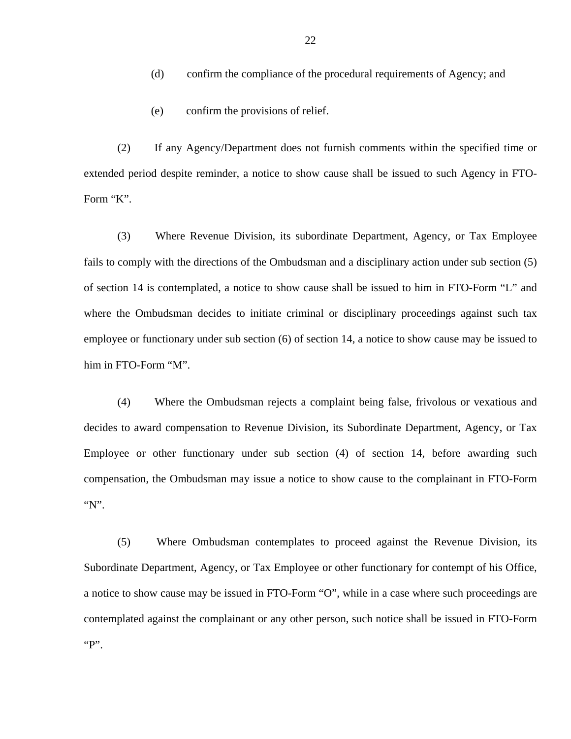(d) confirm the compliance of the procedural requirements of Agency; and

(e) confirm the provisions of relief.

(2) If any Agency/Department does not furnish comments within the specified time or extended period despite reminder, a notice to show cause shall be issued to such Agency in FTO-Form “K”.

(3) Where Revenue Division, its subordinate Department, Agency, or Tax Employee fails to comply with the directions of the Ombudsman and a disciplinary action under sub section (5) of section 14 is contemplated, a notice to show cause shall be issued to him in FTO-Form “L” and where the Ombudsman decides to initiate criminal or disciplinary proceedings against such tax employee or functionary under sub section (6) of section 14, a notice to show cause may be issued to him in FTO-Form “M”.

(4) Where the Ombudsman rejects a complaint being false, frivolous or vexatious and decides to award compensation to Revenue Division, its Subordinate Department, Agency, or Tax Employee or other functionary under sub section (4) of section 14, before awarding such compensation, the Ombudsman may issue a notice to show cause to the complainant in FTO-Form “N”.

(5) Where Ombudsman contemplates to proceed against the Revenue Division, its Subordinate Department, Agency, or Tax Employee or other functionary for contempt of his Office, a notice to show cause may be issued in FTO-Form “O”, while in a case where such proceedings are contemplated against the complainant or any other person, such notice shall be issued in FTO-Form “P”.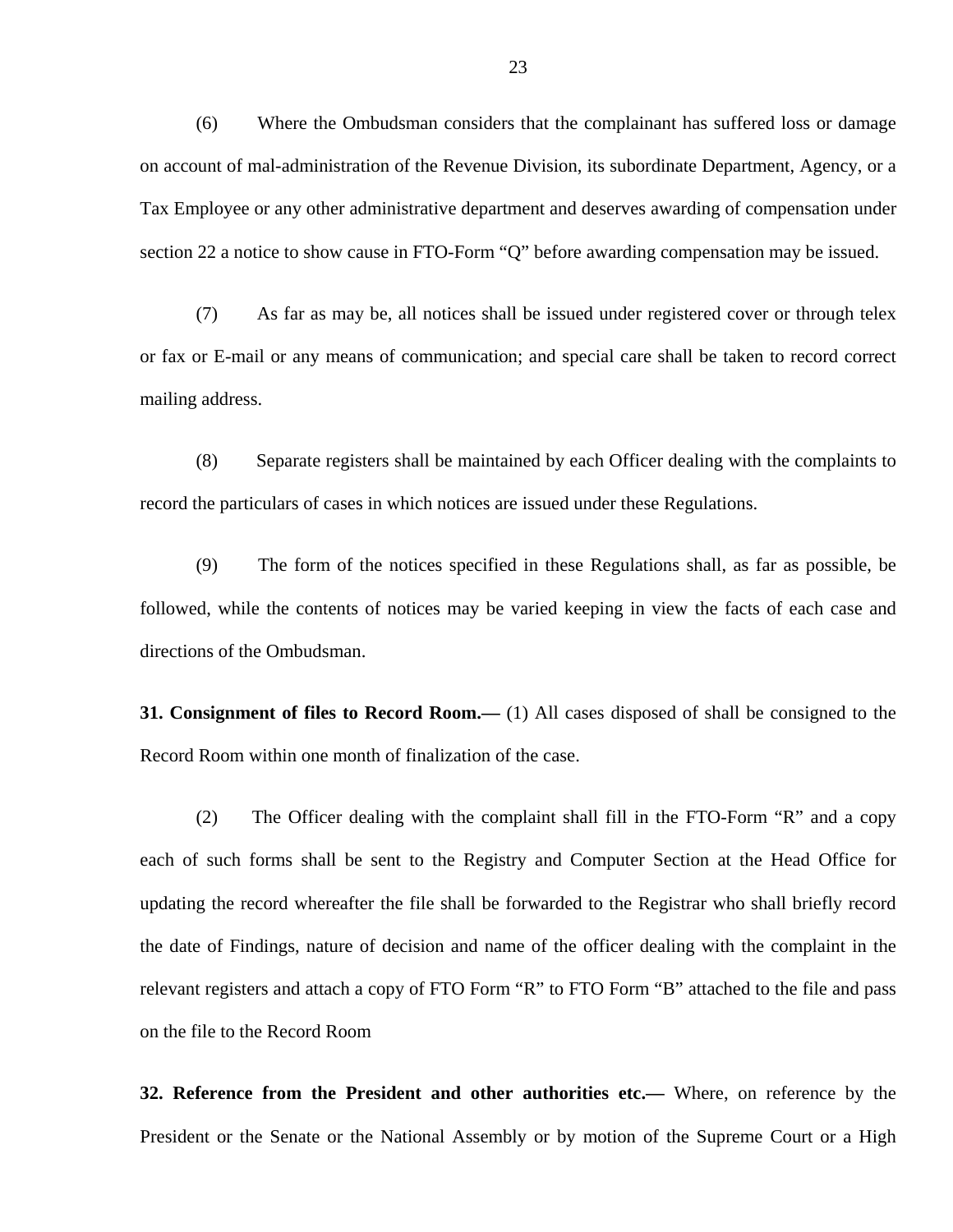(6) Where the Ombudsman considers that the complainant has suffered loss or damage on account of mal-administration of the Revenue Division, its subordinate Department, Agency, or a Tax Employee or any other administrative department and deserves awarding of compensation under section 22 a notice to show cause in FTO-Form "Q" before awarding compensation may be issued.

(7) As far as may be, all notices shall be issued under registered cover or through telex or fax or E-mail or any means of communication; and special care shall be taken to record correct mailing address.

(8) Separate registers shall be maintained by each Officer dealing with the complaints to record the particulars of cases in which notices are issued under these Regulations.

(9) The form of the notices specified in these Regulations shall, as far as possible, be followed, while the contents of notices may be varied keeping in view the facts of each case and directions of the Ombudsman.

**31. Consignment of files to Record Room.—** (1) All cases disposed of shall be consigned to the Record Room within one month of finalization of the case.

(2) The Officer dealing with the complaint shall fill in the FTO-Form "R" and a copy each of such forms shall be sent to the Registry and Computer Section at the Head Office for updating the record whereafter the file shall be forwarded to the Registrar who shall briefly record the date of Findings, nature of decision and name of the officer dealing with the complaint in the relevant registers and attach a copy of FTO Form "R" to FTO Form "B" attached to the file and pass on the file to the Record Room

**32. Reference from the President and other authorities etc.—** Where, on reference by the President or the Senate or the National Assembly or by motion of the Supreme Court or a High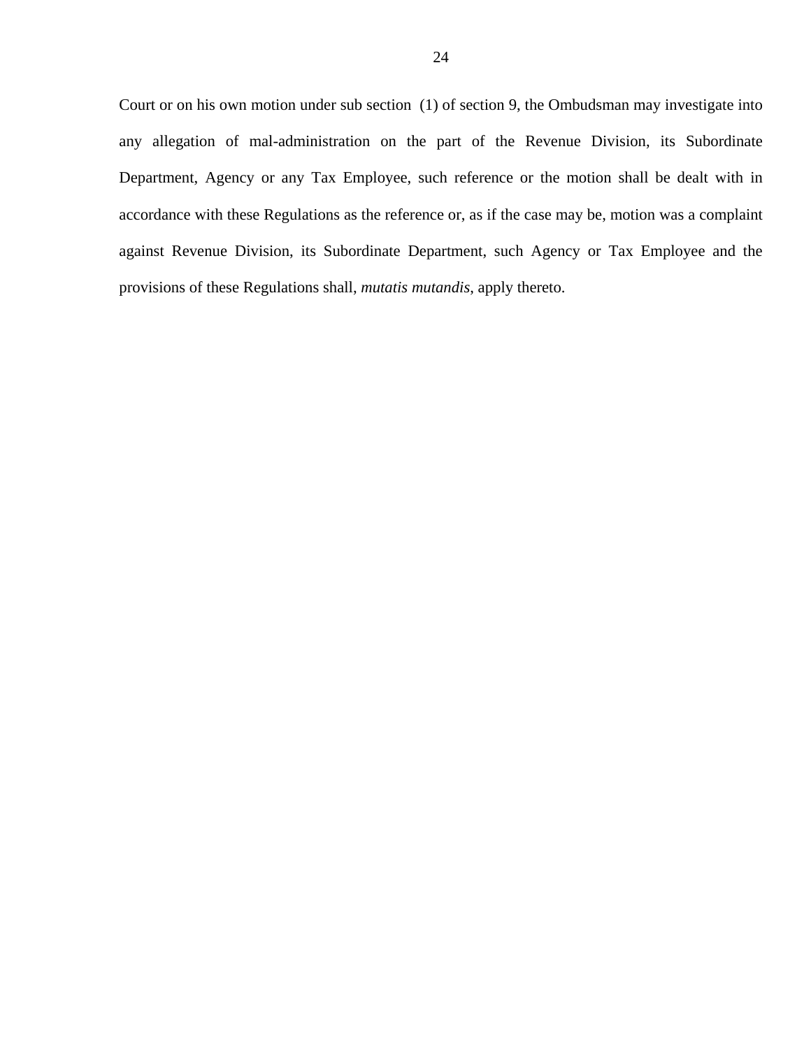Court or on his own motion under sub section (1) of section 9, the Ombudsman may investigate into any allegation of mal-administration on the part of the Revenue Division, its Subordinate Department, Agency or any Tax Employee, such reference or the motion shall be dealt with in accordance with these Regulations as the reference or, as if the case may be, motion was a complaint against Revenue Division, its Subordinate Department, such Agency or Tax Employee and the provisions of these Regulations shall, *mutatis mutandis*, apply thereto.